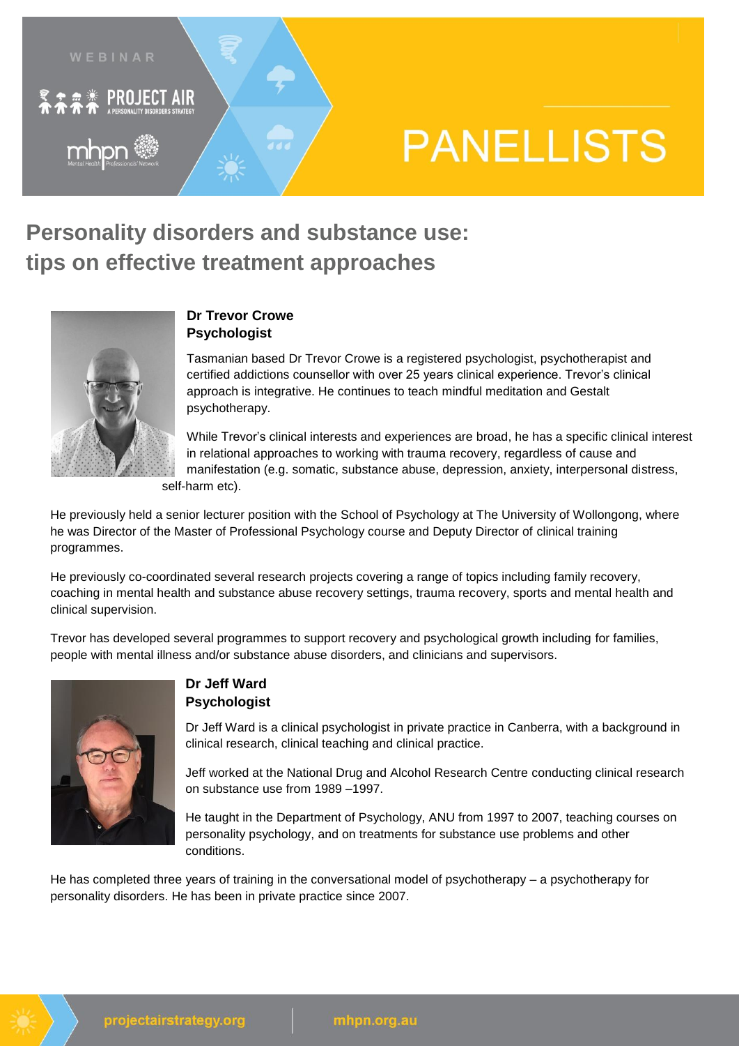WEBINAR

PROJECT AIR
A PERSONALITY DISORDERS STRATEGY

mhpn
Mental Health Professionals' Network

# PANELLISTS

## Personality disorders and substance use: tips on effective treatment approaches

**Dr Trevor Crowe**
**Psychologist**

Tasmanian based Dr Trevor Crowe is a registered psychologist, psychotherapist and certified addictions counsellor with over 25 years clinical experience. Trevor's clinical approach is integrative. He continues to teach mindful meditation and Gestalt psychotherapy.

While Trevor's clinical interests and experiences are broad, he has a specific clinical interest in relational approaches to working with trauma recovery, regardless of cause and manifestation (e.g. somatic, substance abuse, depression, anxiety, interpersonal distress, self-harm etc).

He previously held a senior lecturer position with the School of Psychology at The University of Wollongong, where he was Director of the Master of Professional Psychology course and Deputy Director of clinical training programmes.

He previously co-coordinated several research projects covering a range of topics including family recovery, coaching in mental health and substance abuse recovery settings, trauma recovery, sports and mental health and clinical supervision.

Trevor has developed several programmes to support recovery and psychological growth including for families, people with mental illness and/or substance abuse disorders, and clinicians and supervisors.

**Dr Jeff Ward**
**Psychologist**

Dr Jeff Ward is a clinical psychologist in private practice in Canberra, with a background in clinical research, clinical teaching and clinical practice.

Jeff worked at the National Drug and Alcohol Research Centre conducting clinical research on substance use from 1989 –1997.

He taught in the Department of Psychology, ANU from 1997 to 2007, teaching courses on personality psychology, and on treatments for substance use problems and other conditions.

He has completed three years of training in the conversational model of psychotherapy – a psychotherapy for personality disorders. He has been in private practice since 2007.

projectairstrategy.org | mhpn.org.au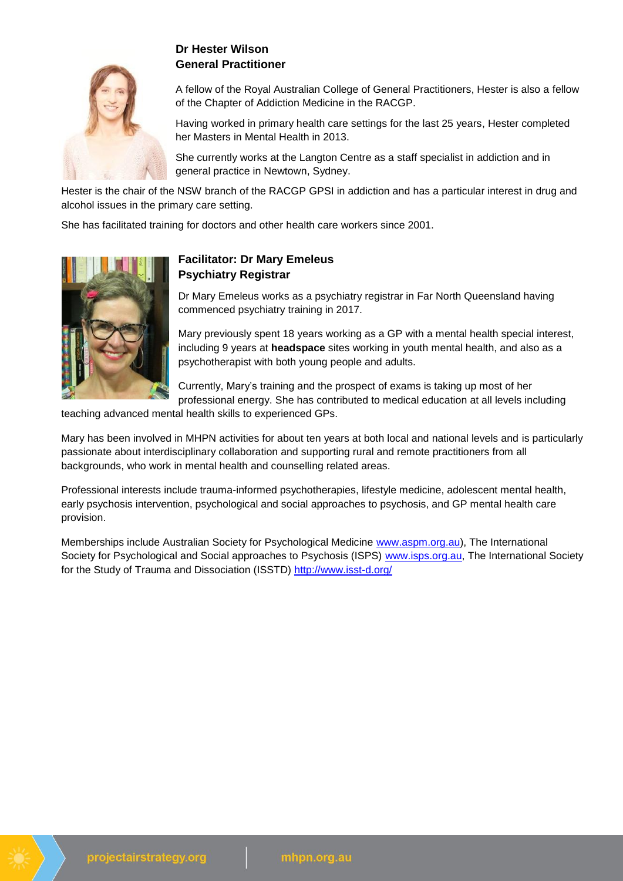**Dr Hester Wilson**
**General Practitioner**

A fellow of the Royal Australian College of General Practitioners, Hester is also a fellow of the Chapter of Addiction Medicine in the RACGP.

Having worked in primary health care settings for the last 25 years, Hester completed her Masters in Mental Health in 2013.

She currently works at the Langton Centre as a staff specialist in addiction and in general practice in Newtown, Sydney.

Hester is the chair of the NSW branch of the RACGP GPSI in addiction and has a particular interest in drug and alcohol issues in the primary care setting.

She has facilitated training for doctors and other health care workers since 2001.

**Facilitator: Dr Mary Emeleus**
**Psychiatry Registrar**

Dr Mary Emeleus works as a psychiatry registrar in Far North Queensland having commenced psychiatry training in 2017.

Mary previously spent 18 years working as a GP with a mental health special interest, including 9 years at **headspace** sites working in youth mental health, and also as a psychotherapist with both young people and adults.

Currently, Mary's training and the prospect of exams is taking up most of her professional energy. She has contributed to medical education at all levels including teaching advanced mental health skills to experienced GPs.

Mary has been involved in MHPN activities for about ten years at both local and national levels and is particularly passionate about interdisciplinary collaboration and supporting rural and remote practitioners from all backgrounds, who work in mental health and counselling related areas.

Professional interests include trauma-informed psychotherapies, lifestyle medicine, adolescent mental health, early psychosis intervention, psychological and social approaches to psychosis, and GP mental health care provision.

Memberships include Australian Society for Psychological Medicine www.aspm.org.au), The International Society for Psychological and Social approaches to Psychosis (ISPS) www.isps.org.au, The International Society for the Study of Trauma and Dissociation (ISSTD) http://www.isst-d.org/